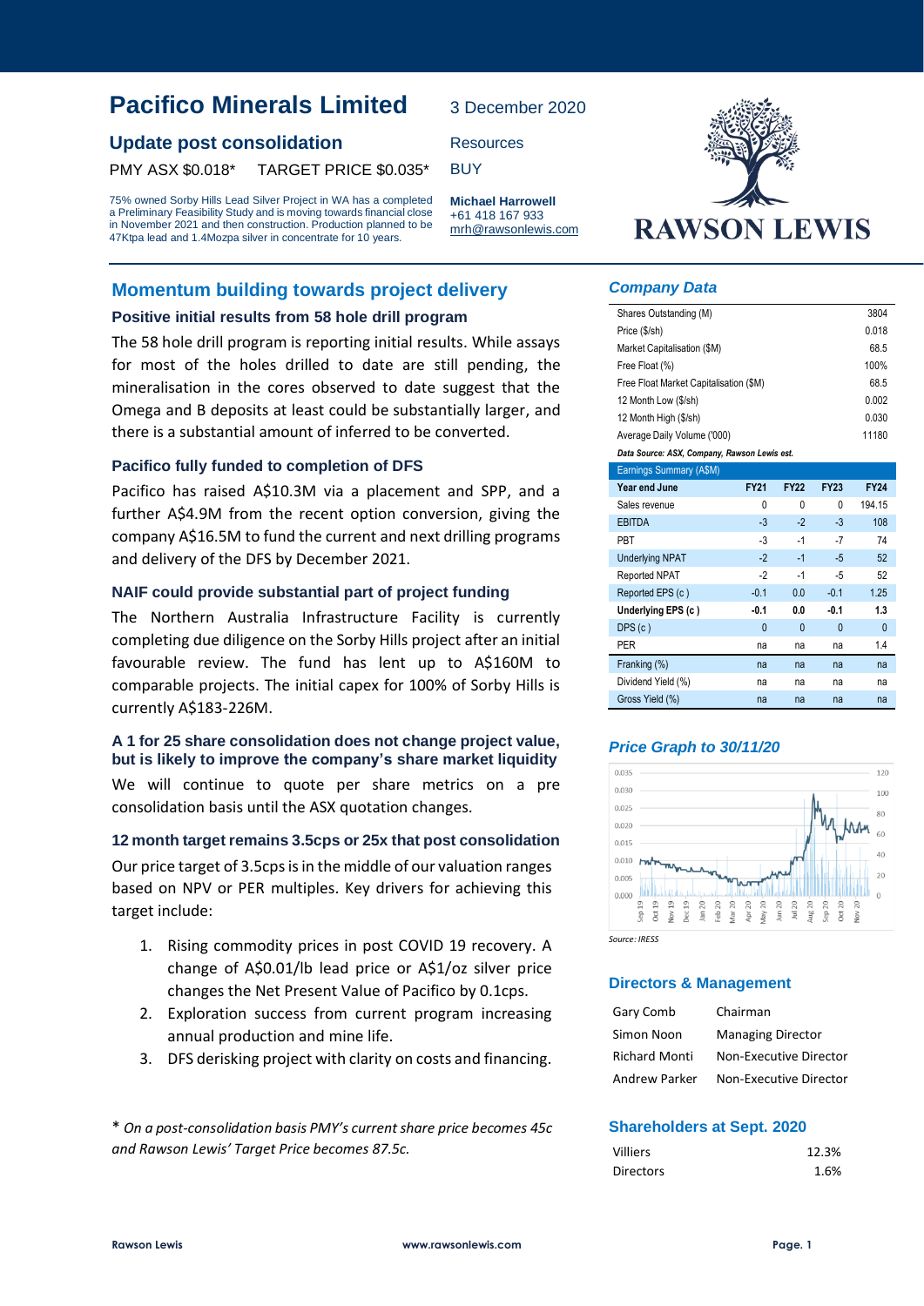# Pacifico Minerals Limited

3 December 2020

## Update post consolidation

Resources

PMY ASX $0.018*     TARGET PRICE $0.035*     BUY

75% owned Sorby Hills Lead Silver Project in WA has a completed a Preliminary Feasibility Study and is moving towards financial close in November 2021 and then construction. Production planned to be 47Ktpa lead and 1.4Mozpa silver in concentrate for 10 years.

**Michael Harrowell**
+61 418 167 933
mrh@rawsonlewis.com

RAWSON LEWIS

## Momentum building towards project delivery

### Positive initial results from 58 hole drill program

The 58 hole drill program is reporting initial results. While assays for most of the holes drilled to date are still pending, the mineralisation in the cores observed to date suggest that the Omega and B deposits at least could be substantially larger, and there is a substantial amount of inferred to be converted.

### Pacifico fully funded to completion of DFS

Pacifico has raised A$10.3M via a placement and SPP, and a further A$4.9M from the recent option conversion, giving the company A$16.5M to fund the current and next drilling programs and delivery of the DFS by December 2021.

### NAIF could provide substantial part of project funding

The Northern Australia Infrastructure Facility is currently completing due diligence on the Sorby Hills project after an initial favourable review. The fund has lent up to A$160M to comparable projects. The initial capex for 100% of Sorby Hills is currently A$183-226M.

### A 1 for 25 share consolidation does not change project value, but is likely to improve the company's share market liquidity

We will continue to quote per share metrics on a pre consolidation basis until the ASX quotation changes.

### 12 month target remains 3.5cps or 25x that post consolidation

Our price target of 3.5cps is in the middle of our valuation ranges based on NPV or PER multiples. Key drivers for achieving this target include:

1. Rising commodity prices in post COVID 19 recovery. A change of A$0.01/lb lead price or A$1/oz silver price changes the Net Present Value of Pacifico by 0.1cps.
2. Exploration success from current program increasing annual production and mine life.
3. DFS derisking project with clarity on costs and financing.

\* *On a post-consolidation basis PMY's current share price becomes 45c and Rawson Lewis' Target Price becomes 87.5c.*

### Company Data

| | |
|---|---|
| Shares Outstanding (M) | 3804 |
| Price ($/sh) | 0.018 |
| Market Capitalisation ($M) | 68.5 |
| Free Float (%) | 100% |
| Free Float Market Capitalisation ($M) | 68.5 |
| 12 Month Low ($/sh) | 0.002 |
| 12 Month High ($/sh) | 0.030 |
| Average Daily Volume ('000) | 11180 |

*Data Source: ASX, Company, Rawson Lewis est.*

| Earnings Summary (A$M) | | | | |
|---|---|---|---|---|
| **Year end June** | **FY21** | **FY22** | **FY23** | **FY24** |
| Sales revenue | 0 | 0 | 0 | 194.15 |
| EBITDA | -3 | -2 | -3 | 108 |
| PBT | -3 | -1 | -7 | 74 |
| Underlying NPAT | -2 | -1 | -5 | 52 |
| Reported NPAT | -2 | -1 | -5 | 52 |
| Reported EPS (c) | -0.1 | 0.0 | -0.1 | 1.25 |
| **Underlying EPS (c)** | **-0.1** | **0.0** | **-0.1** | **1.3** |
| DPS (c) | 0 | 0 | 0 | 0 |
| PER | na | na | na | 1.4 |
| Franking (%) | na | na | na | na |
| Dividend Yield (%) | na | na | na | na |
| Gross Yield (%) | na | na | na | na |

### Price Graph to 30/11/20

Source: IRESS

### Directors & Management

| | |
|---|---|
| Gary Comb | Chairman |
| Simon Noon | Managing Director |
| Richard Monti | Non-Executive Director |
| Andrew Parker | Non-Executive Director |

### Shareholders at Sept. 2020

| | |
|---|---|
| Villiers | 12.3% |
| Directors | 1.6% |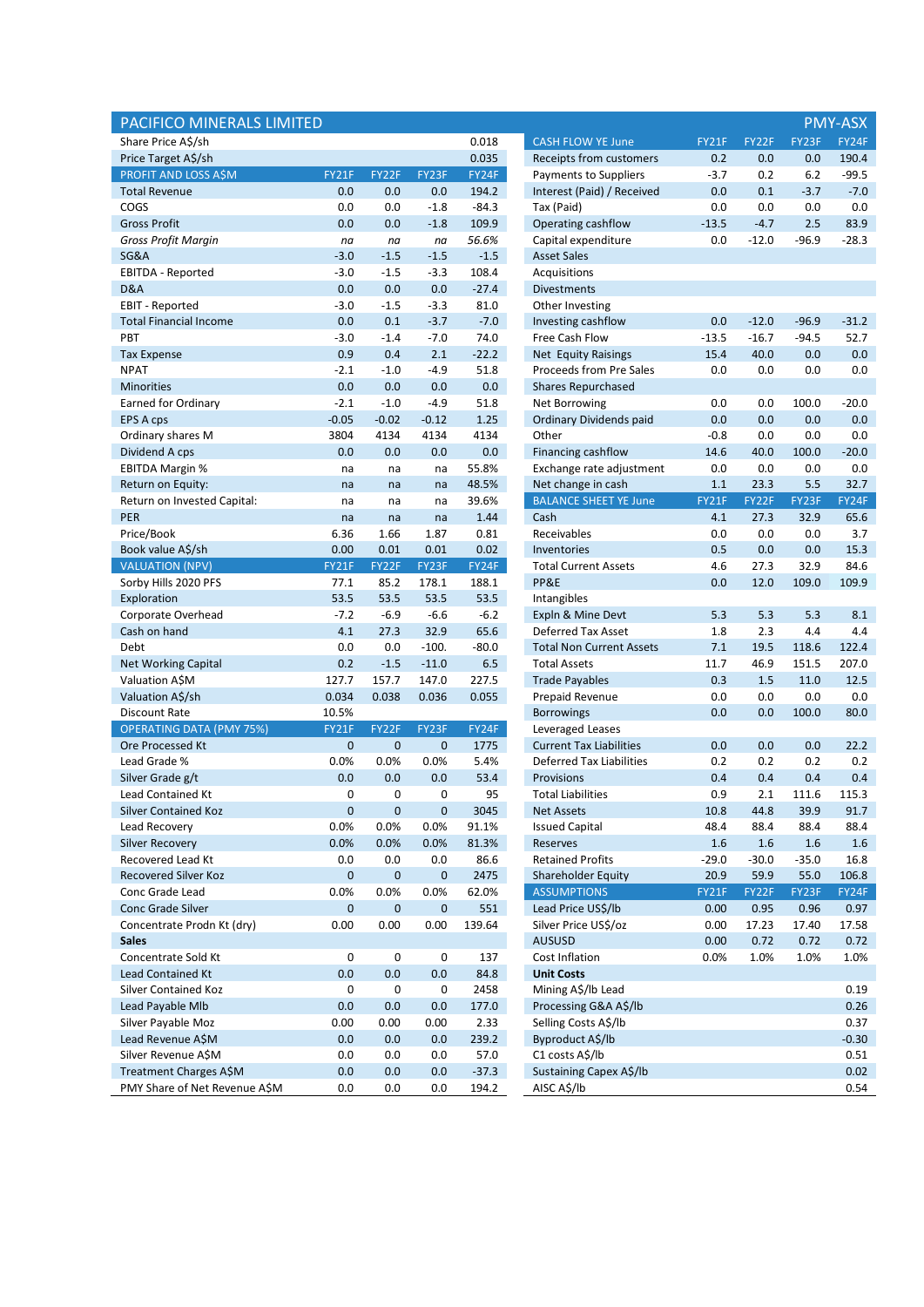# PACIFICO MINERALS LIMITED

PMY-ASX

| | | | | |
|---|---|---|---|---|
| Share Price A$/sh | | | | 0.018 |
| Price Target A$/sh | | | | 0.035 |
| **PROFIT AND LOSS A$M** | **FY21F** | **FY22F** | **FY23F** | **FY24F** |
| Total Revenue | 0.0 | 0.0 | 0.0 | 194.2 |
| COGS | 0.0 | 0.0 | -1.8 | -84.3 |
| Gross Profit | 0.0 | 0.0 | -1.8 | 109.9 |
| *Gross Profit Margin* | *na* | *na* | *na* | *56.6%* |
| SG&A | -3.0 | -1.5 | -1.5 | -1.5 |
| EBITDA - Reported | -3.0 | -1.5 | -3.3 | 108.4 |
| D&A | 0.0 | 0.0 | 0.0 | -27.4 |
| EBIT - Reported | -3.0 | -1.5 | -3.3 | 81.0 |
| Total Financial Income | 0.0 | 0.1 | -3.7 | -7.0 |
| PBT | -3.0 | -1.4 | -7.0 | 74.0 |
| Tax Expense | 0.9 | 0.4 | 2.1 | -22.2 |
| NPAT | -2.1 | -1.0 | -4.9 | 51.8 |
| Minorities | 0.0 | 0.0 | 0.0 | 0.0 |
| Earned for Ordinary | -2.1 | -1.0 | -4.9 | 51.8 |
| EPS A cps | -0.05 | -0.02 | -0.12 | 1.25 |
| Ordinary shares M | 3804 | 4134 | 4134 | 4134 |
| Dividend A cps | 0.0 | 0.0 | 0.0 | 0.0 |
| EBITDA Margin % | na | na | na | 55.8% |
| Return on Equity: | na | na | na | 48.5% |
| Return on Invested Capital: | na | na | na | 39.6% |
| PER | na | na | na | 1.44 |
| Price/Book | 6.36 | 1.66 | 1.87 | 0.81 |
| Book value A$/sh | 0.00 | 0.01 | 0.01 | 0.02 |
| **VALUATION (NPV)** | **FY21F** | **FY22F** | **FY23F** | **FY24F** |
| Sorby Hills 2020 PFS | 77.1 | 85.2 | 178.1 | 188.1 |
| Exploration | 53.5 | 53.5 | 53.5 | 53.5 |
| Corporate Overhead | -7.2 | -6.9 | -6.6 | -6.2 |
| Cash on hand | 4.1 | 27.3 | 32.9 | 65.6 |
| Debt | 0.0 | 0.0 | -100. | -80.0 |
| Net Working Capital | 0.2 | -1.5 | -11.0 | 6.5 |
| Valuation A$M | 127.7 | 157.7 | 147.0 | 227.5 |
| Valuation A$/sh | 0.034 | 0.038 | 0.036 | 0.055 |
| Discount Rate | 10.5% | | | |
| **OPERATING DATA (PMY 75%)** | **FY21F** | **FY22F** | **FY23F** | **FY24F** |
| Ore Processed Kt | 0 | 0 | 0 | 1775 |
| Lead Grade % | 0.0% | 0.0% | 0.0% | 5.4% |
| Silver Grade g/t | 0.0 | 0.0 | 0.0 | 53.4 |
| Lead Contained Kt | 0 | 0 | 0 | 95 |
| Silver Contained Koz | 0 | 0 | 0 | 3045 |
| Lead Recovery | 0.0% | 0.0% | 0.0% | 91.1% |
| Silver Recovery | 0.0% | 0.0% | 0.0% | 81.3% |
| Recovered Lead Kt | 0.0 | 0.0 | 0.0 | 86.6 |
| Recovered Silver Koz | 0 | 0 | 0 | 2475 |
| Conc Grade Lead | 0.0% | 0.0% | 0.0% | 62.0% |
| Conc Grade Silver | 0 | 0 | 0 | 551 |
| Concentrate Prodn Kt (dry) | 0.00 | 0.00 | 0.00 | 139.64 |
| **Sales** | | | | |
| Concentrate Sold Kt | 0 | 0 | 0 | 137 |
| Lead Contained Kt | 0.0 | 0.0 | 0.0 | 84.8 |
| Silver Contained Koz | 0 | 0 | 0 | 2458 |
| Lead Payable Mlb | 0.0 | 0.0 | 0.0 | 177.0 |
| Silver Payable Moz | 0.00 | 0.00 | 0.00 | 2.33 |
| Lead Revenue A$M | 0.0 | 0.0 | 0.0 | 239.2 |
| Silver Revenue A$M | 0.0 | 0.0 | 0.0 | 57.0 |
| Treatment Charges A$M | 0.0 | 0.0 | 0.0 | -37.3 |
| PMY Share of Net Revenue A$M | 0.0 | 0.0 | 0.0 | 194.2 |

| **CASH FLOW YE June** | **FY21F** | **FY22F** | **FY23F** | **FY24F** |
|---|---|---|---|---|
| Receipts from customers | 0.2 | 0.0 | 0.0 | 190.4 |
| Payments to Suppliers | -3.7 | 0.2 | 6.2 | -99.5 |
| Interest (Paid) / Received | 0.0 | 0.1 | -3.7 | -7.0 |
| Tax (Paid) | 0.0 | 0.0 | 0.0 | 0.0 |
| Operating cashflow | -13.5 | -4.7 | 2.5 | 83.9 |
| Capital expenditure | 0.0 | -12.0 | -96.9 | -28.3 |
| Asset Sales | | | | |
| Acquisitions | | | | |
| Divestments | | | | |
| Other Investing | | | | |
| Investing cashflow | 0.0 | -12.0 | -96.9 | -31.2 |
| Free Cash Flow | -13.5 | -16.7 | -94.5 | 52.7 |
| Net Equity Raisings | 15.4 | 40.0 | 0.0 | 0.0 |
| Proceeds from Pre Sales | 0.0 | 0.0 | 0.0 | 0.0 |
| Shares Repurchased | | | | |
| Net Borrowing | 0.0 | 0.0 | 100.0 | -20.0 |
| Ordinary Dividends paid | 0.0 | 0.0 | 0.0 | 0.0 |
| Other | -0.8 | 0.0 | 0.0 | 0.0 |
| Financing cashflow | 14.6 | 40.0 | 100.0 | -20.0 |
| Exchange rate adjustment | 0.0 | 0.0 | 0.0 | 0.0 |
| Net change in cash | 1.1 | 23.3 | 5.5 | 32.7 |
| **BALANCE SHEET YE June** | **FY21F** | **FY22F** | **FY23F** | **FY24F** |
| Cash | 4.1 | 27.3 | 32.9 | 65.6 |
| Receivables | 0.0 | 0.0 | 0.0 | 3.7 |
| Inventories | 0.5 | 0.0 | 0.0 | 15.3 |
| Total Current Assets | 4.6 | 27.3 | 32.9 | 84.6 |
| PP&E | 0.0 | 12.0 | 109.0 | 109.9 |
| Intangibles | | | | |
| Expln & Mine Devt | 5.3 | 5.3 | 5.3 | 8.1 |
| Deferred Tax Asset | 1.8 | 2.3 | 4.4 | 4.4 |
| Total Non Current Assets | 7.1 | 19.5 | 118.6 | 122.4 |
| Total Assets | 11.7 | 46.9 | 151.5 | 207.0 |
| Trade Payables | 0.3 | 1.5 | 11.0 | 12.5 |
| Prepaid Revenue | 0.0 | 0.0 | 0.0 | 0.0 |
| Borrowings | 0.0 | 0.0 | 100.0 | 80.0 |
| Leveraged Leases | | | | |
| Current Tax Liabilities | 0.0 | 0.0 | 0.0 | 22.2 |
| Deferred Tax Liabilities | 0.2 | 0.2 | 0.2 | 0.2 |
| Provisions | 0.4 | 0.4 | 0.4 | 0.4 |
| Total Liabilities | 0.9 | 2.1 | 111.6 | 115.3 |
| Net Assets | 10.8 | 44.8 | 39.9 | 91.7 |
| Issued Capital | 48.4 | 88.4 | 88.4 | 88.4 |
| Reserves | 1.6 | 1.6 | 1.6 | 1.6 |
| Retained Profits | -29.0 | -30.0 | -35.0 | 16.8 |
| Shareholder Equity | 20.9 | 59.9 | 55.0 | 106.8 |
| **ASSUMPTIONS** | **FY21F** | **FY22F** | **FY23F** | **FY24F** |
| Lead Price US$/lb | 0.00 | 0.95 | 0.96 | 0.97 |
| Silver Price US$/oz | 0.00 | 17.23 | 17.40 | 17.58 |
| AUSUSD | 0.00 | 0.72 | 0.72 | 0.72 |
| Cost Inflation | 0.0% | 1.0% | 1.0% | 1.0% |
| **Unit Costs** | | | | |
| Mining A$/lb Lead | | | | 0.19 |
| Processing G&A A$/lb | | | | 0.26 |
| Selling Costs A$/lb | | | | 0.37 |
| Byproduct A$/lb | | | | -0.30 |
| C1 costs A$/lb | | | | 0.51 |
| Sustaining Capex A$/lb | | | | 0.02 |
| AISC A$/lb | | | | 0.54 |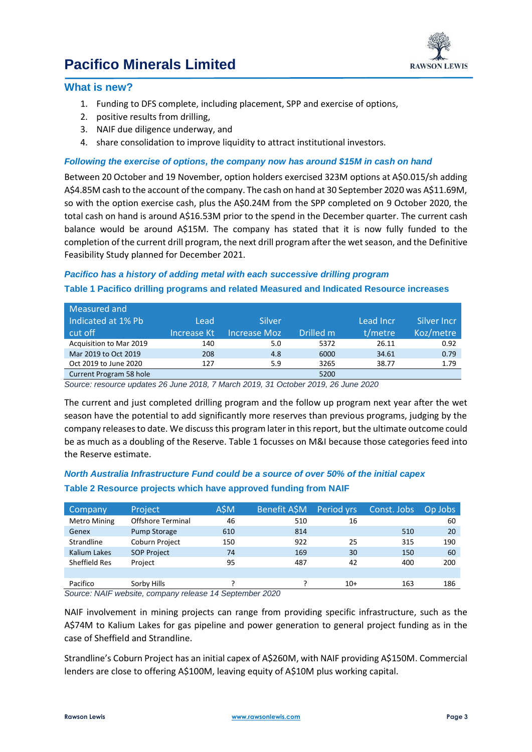# Pacifico Minerals Limited

## What is new?

1. Funding to DFS complete, including placement, SPP and exercise of options,
2. positive results from drilling,
3. NAIF due diligence underway, and
4. share consolidation to improve liquidity to attract institutional investors.

### *Following the exercise of options, the company now has around $15M in cash on hand*

Between 20 October and 19 November, option holders exercised 323M options at A$0.015/sh adding A$4.85M cash to the account of the company. The cash on hand at 30 September 2020 was A$11.69M, so with the option exercise cash, plus the A$0.24M from the SPP completed on 9 October 2020, the total cash on hand is around A$16.53M prior to the spend in the December quarter. The current cash balance would be around A$15M. The company has stated that it is now fully funded to the completion of the current drill program, the next drill program after the wet season, and the Definitive Feasibility Study planned for December 2021.

### *Pacifico has a history of adding metal with each successive drilling program*

**Table 1 Pacifico drilling programs and related Measured and Indicated Resource increases**

| Measured and Indicated at 1% Pb cut off | Lead Increase Kt | Silver Increase Moz | Drilled m | Lead Incr t/metre | Silver Incr Koz/metre |
|---|---|---|---|---|---|
| Acquisition to Mar 2019 | 140 | 5.0 | 5372 | 26.11 | 0.92 |
| Mar 2019 to Oct 2019 | 208 | 4.8 | 6000 | 34.61 | 0.79 |
| Oct 2019 to June 2020 | 127 | 5.9 | 3265 | 38.77 | 1.79 |
| Current Program 58 hole | | | 5200 | | |

*Source: resource updates 26 June 2018, 7 March 2019, 31 October 2019, 26 June 2020*

The current and just completed drilling program and the follow up program next year after the wet season have the potential to add significantly more reserves than previous programs, judging by the company releases to date. We discuss this program later in this report, but the ultimate outcome could be as much as a doubling of the Reserve. Table 1 focusses on M&I because those categories feed into the Reserve estimate.

### *North Australia Infrastructure Fund could be a source of over 50% of the initial capex*

**Table 2 Resource projects which have approved funding from NAIF**

| Company | Project | A$M | Benefit A$M | Period yrs | Const. Jobs | Op Jobs |
|---|---|---|---|---|---|---|
| Metro Mining | Offshore Terminal | 46 | 510 | 16 | | 60 |
| Genex | Pump Storage | 610 | 814 | | 510 | 20 |
| Strandline | Coburn Project | 150 | 922 | 25 | 315 | 190 |
| Kalium Lakes | SOP Project | 74 | 169 | 30 | 150 | 60 |
| Sheffield Res | Project | 95 | 487 | 42 | 400 | 200 |
| | | | | | | |
| Pacifico | Sorby Hills | ? | ? | 10+ | 163 | 186 |

*Source: NAIF website, company release 14 September 2020*

NAIF involvement in mining projects can range from providing specific infrastructure, such as the A$74M to Kalium Lakes for gas pipeline and power generation to general project funding as in the case of Sheffield and Strandline.

Strandline's Coburn Project has an initial capex of A$260M, with NAIF providing A$150M. Commercial lenders are close to offering A$100M, leaving equity of A$10M plus working capital.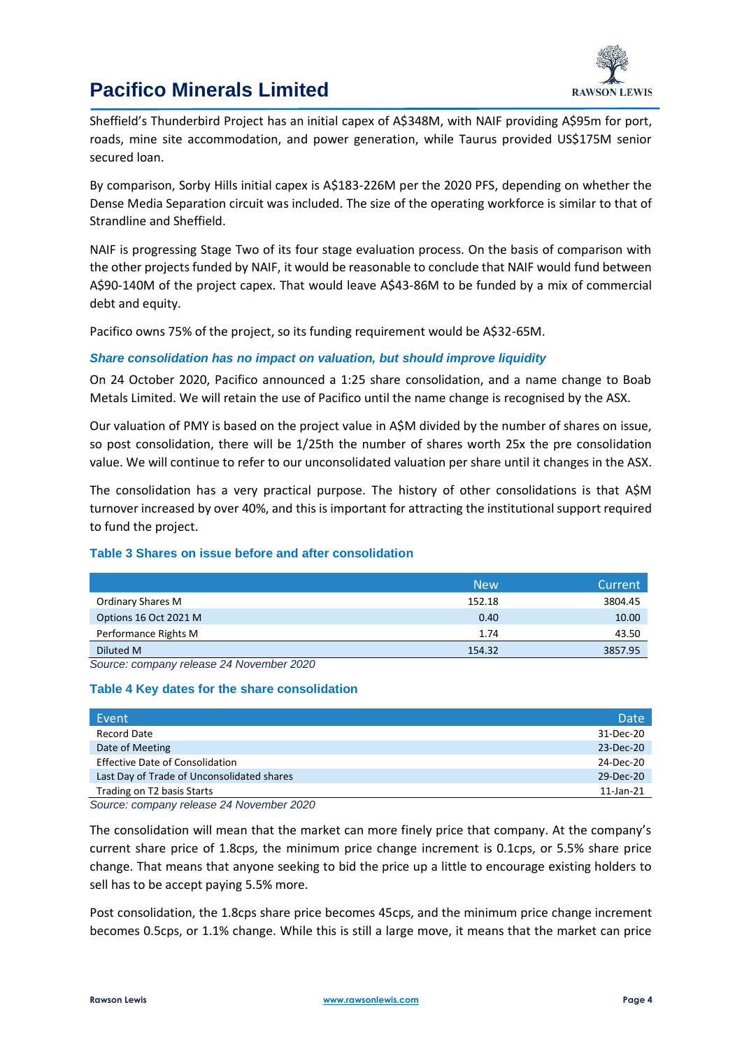Sheffield's Thunderbird Project has an initial capex of A$348M, with NAIF providing A$95m for port, roads, mine site accommodation, and power generation, while Taurus provided US$175M senior secured loan.

By comparison, Sorby Hills initial capex is A$183-226M per the 2020 PFS, depending on whether the Dense Media Separation circuit was included. The size of the operating workforce is similar to that of Strandline and Sheffield.

NAIF is progressing Stage Two of its four stage evaluation process. On the basis of comparison with the other projects funded by NAIF, it would be reasonable to conclude that NAIF would fund between A$90-140M of the project capex. That would leave A$43-86M to be funded by a mix of commercial debt and equity.

Pacifico owns 75% of the project, so its funding requirement would be A$32-65M.

### *Share consolidation has no impact on valuation, but should improve liquidity*

On 24 October 2020, Pacifico announced a 1:25 share consolidation, and a name change to Boab Metals Limited. We will retain the use of Pacifico until the name change is recognised by the ASX.

Our valuation of PMY is based on the project value in A$M divided by the number of shares on issue, so post consolidation, there will be 1/25th the number of shares worth 25x the pre consolidation value. We will continue to refer to our unconsolidated valuation per share until it changes in the ASX.

The consolidation has a very practical purpose. The history of other consolidations is that A$M turnover increased by over 40%, and this is important for attracting the institutional support required to fund the project.

#### Table 3 Shares on issue before and after consolidation

| | New | Current |
|---|---|---|
| Ordinary Shares M | 152.18 | 3804.45 |
| Options 16 Oct 2021 M | 0.40 | 10.00 |
| Performance Rights M | 1.74 | 43.50 |
| Diluted M | 154.32 | 3857.95 |

*Source: company release 24 November 2020*

#### Table 4 Key dates for the share consolidation

| Event | Date |
|---|---|
| Record Date | 31-Dec-20 |
| Date of Meeting | 23-Dec-20 |
| Effective Date of Consolidation | 24-Dec-20 |
| Last Day of Trade of Unconsolidated shares | 29-Dec-20 |
| Trading on T2 basis Starts | 11-Jan-21 |

*Source: company release 24 November 2020*

The consolidation will mean that the market can more finely price that company. At the company's current share price of 1.8cps, the minimum price change increment is 0.1cps, or 5.5% share price change. That means that anyone seeking to bid the price up a little to encourage existing holders to sell has to be accept paying 5.5% more.

Post consolidation, the 1.8cps share price becomes 45cps, and the minimum price change increment becomes 0.5cps, or 1.1% change. While this is still a large move, it means that the market can price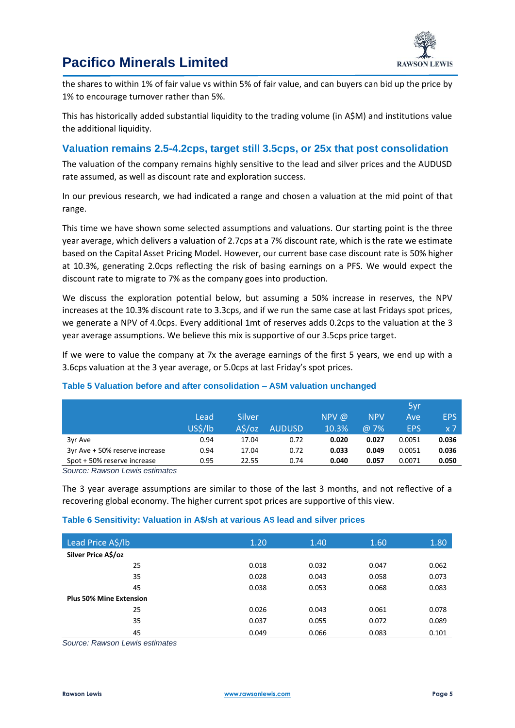the shares to within 1% of fair value vs within 5% of fair value, and can buyers can bid up the price by 1% to encourage turnover rather than 5%.

This has historically added substantial liquidity to the trading volume (in A$M) and institutions value the additional liquidity.

## Valuation remains 2.5-4.2cps, target still 3.5cps, or 25x that post consolidation

The valuation of the company remains highly sensitive to the lead and silver prices and the AUDUSD rate assumed, as well as discount rate and exploration success.

In our previous research, we had indicated a range and chosen a valuation at the mid point of that range.

This time we have shown some selected assumptions and valuations. Our starting point is the three year average, which delivers a valuation of 2.7cps at a 7% discount rate, which is the rate we estimate based on the Capital Asset Pricing Model. However, our current base case discount rate is 50% higher at 10.3%, generating 2.0cps reflecting the risk of basing earnings on a PFS. We would expect the discount rate to migrate to 7% as the company goes into production.

We discuss the exploration potential below, but assuming a 50% increase in reserves, the NPV increases at the 10.3% discount rate to 3.3cps, and if we run the same case at last Fridays spot prices, we generate a NPV of 4.0cps. Every additional 1mt of reserves adds 0.2cps to the valuation at the 3 year average assumptions. We believe this mix is supportive of our 3.5cps price target.

If we were to value the company at 7x the average earnings of the first 5 years, we end up with a 3.6cps valuation at the 3 year average, or 5.0cps at last Friday's spot prices.

### Table 5 Valuation before and after consolidation – A$M valuation unchanged

| | Lead US$/lb | Silver A$/oz | AUDUSD | NPV @ 10.3% | NPV @ 7% | 5yr Ave EPS | EPS x 7 |
|---|---|---|---|---|---|---|---|
| 3yr Ave | 0.94 | 17.04 | 0.72 | **0.020** | **0.027** | 0.0051 | **0.036** |
| 3yr Ave + 50% reserve increase | 0.94 | 17.04 | 0.72 | **0.033** | **0.049** | 0.0051 | **0.036** |
| Spot + 50% reserve increase | 0.95 | 22.55 | 0.74 | **0.040** | **0.057** | 0.0071 | **0.050** |

*Source: Rawson Lewis estimates*

The 3 year average assumptions are similar to those of the last 3 months, and not reflective of a recovering global economy. The higher current spot prices are supportive of this view.

### Table 6 Sensitivity: Valuation in A$/sh at various A$ lead and silver prices

| Lead Price A$/lb | 1.20 | 1.40 | 1.60 | 1.80 |
|---|---|---|---|---|
| **Silver Price A$/oz** | | | | |
| 25 | 0.018 | 0.032 | 0.047 | 0.062 |
| 35 | 0.028 | 0.043 | 0.058 | 0.073 |
| 45 | 0.038 | 0.053 | 0.068 | 0.083 |
| **Plus 50% Mine Extension** | | | | |
| 25 | 0.026 | 0.043 | 0.061 | 0.078 |
| 35 | 0.037 | 0.055 | 0.072 | 0.089 |
| 45 | 0.049 | 0.066 | 0.083 | 0.101 |

*Source: Rawson Lewis estimates*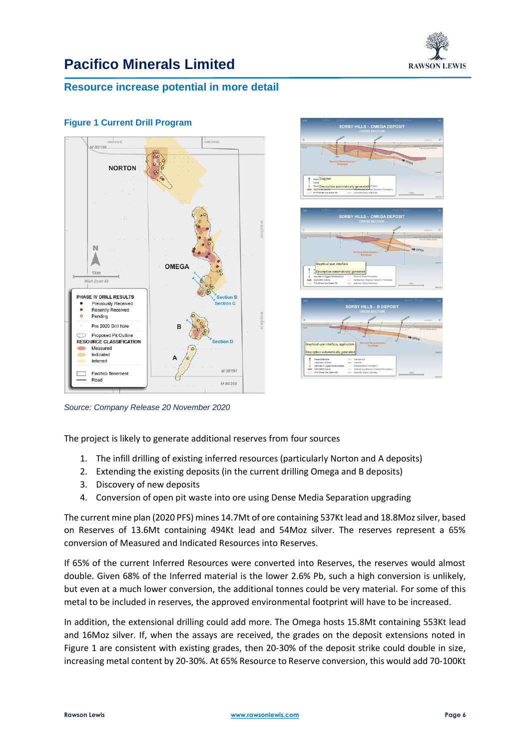## Resource increase potential in more detail

### Figure 1 Current Drill Program

*Source: Company Release 20 November 2020*

The project is likely to generate additional reserves from four sources

1. The infill drilling of existing inferred resources (particularly Norton and A deposits)
2. Extending the existing deposits (in the current drilling Omega and B deposits)
3. Discovery of new deposits
4. Conversion of open pit waste into ore using Dense Media Separation upgrading

The current mine plan (2020 PFS) mines 14.7Mt of ore containing 537Kt lead and 18.8Moz silver, based on Reserves of 13.6Mt containing 494Kt lead and 54Moz silver. The reserves represent a 65% conversion of Measured and Indicated Resources into Reserves.

If 65% of the current Inferred Resources were converted into Reserves, the reserves would almost double. Given 68% of the Inferred material is the lower 2.6% Pb, such a high conversion is unlikely, but even at a much lower conversion, the additional tonnes could be very material. For some of this metal to be included in reserves, the approved environmental footprint will have to be increased.

In addition, the extensional drilling could add more. The Omega hosts 15.8Mt containing 553Kt lead and 16Moz silver. If, when the assays are received, the grades on the deposit extensions noted in Figure 1 are consistent with existing grades, then 20-30% of the deposit strike could double in size, increasing metal content by 20-30%. At 65% Resource to Reserve conversion, this would add 70-100Kt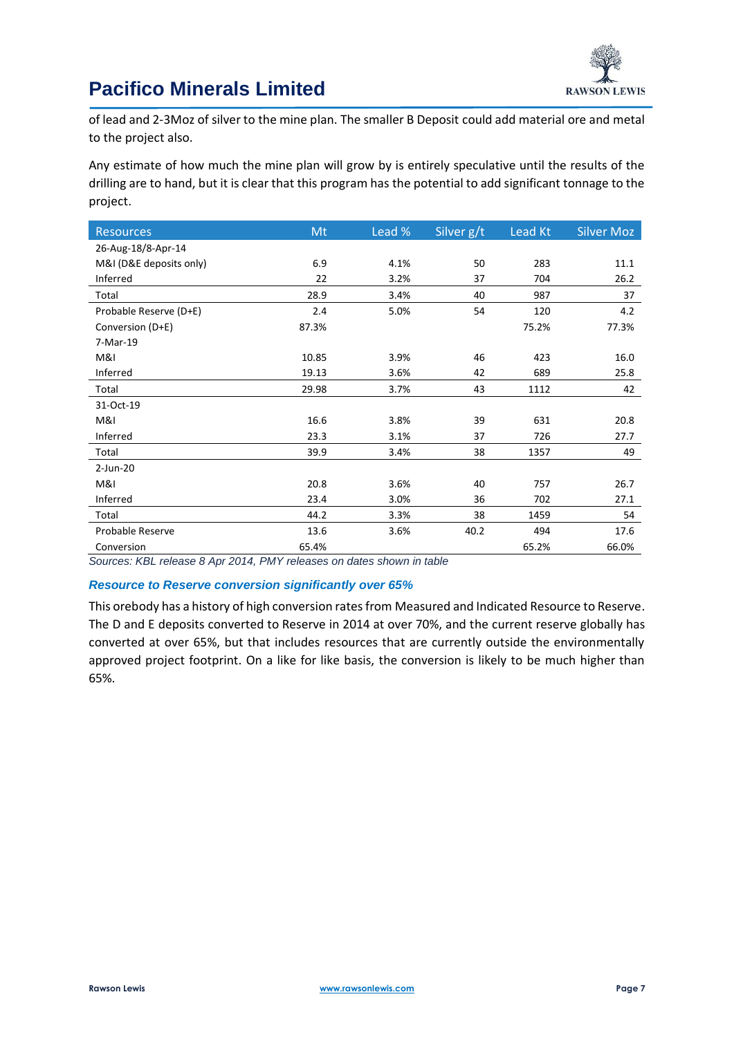of lead and 2-3Moz of silver to the mine plan. The smaller B Deposit could add material ore and metal to the project also.

Any estimate of how much the mine plan will grow by is entirely speculative until the results of the drilling are to hand, but it is clear that this program has the potential to add significant tonnage to the project.

| Resources | Mt | Lead % | Silver g/t | Lead Kt | Silver Moz |
|---|---|---|---|---|---|
| 26-Aug-18/8-Apr-14 | | | | | |
| M&I (D&E deposits only) | 6.9 | 4.1% | 50 | 283 | 11.1 |
| Inferred | 22 | 3.2% | 37 | 704 | 26.2 |
| Total | 28.9 | 3.4% | 40 | 987 | 37 |
| Probable Reserve (D+E) | 2.4 | 5.0% | 54 | 120 | 4.2 |
| Conversion (D+E) | 87.3% | | | 75.2% | 77.3% |
| 7-Mar-19 | | | | | |
| M&I | 10.85 | 3.9% | 46 | 423 | 16.0 |
| Inferred | 19.13 | 3.6% | 42 | 689 | 25.8 |
| Total | 29.98 | 3.7% | 43 | 1112 | 42 |
| 31-Oct-19 | | | | | |
| M&I | 16.6 | 3.8% | 39 | 631 | 20.8 |
| Inferred | 23.3 | 3.1% | 37 | 726 | 27.7 |
| Total | 39.9 | 3.4% | 38 | 1357 | 49 |
| 2-Jun-20 | | | | | |
| M&I | 20.8 | 3.6% | 40 | 757 | 26.7 |
| Inferred | 23.4 | 3.0% | 36 | 702 | 27.1 |
| Total | 44.2 | 3.3% | 38 | 1459 | 54 |
| Probable Reserve | 13.6 | 3.6% | 40.2 | 494 | 17.6 |
| Conversion | 65.4% | | | 65.2% | 66.0% |

*Sources: KBL release 8 Apr 2014, PMY releases on dates shown in table*

### *Resource to Reserve conversion significantly over 65%*

This orebody has a history of high conversion rates from Measured and Indicated Resource to Reserve. The D and E deposits converted to Reserve in 2014 at over 70%, and the current reserve globally has converted at over 65%, but that includes resources that are currently outside the environmentally approved project footprint. On a like for like basis, the conversion is likely to be much higher than 65%.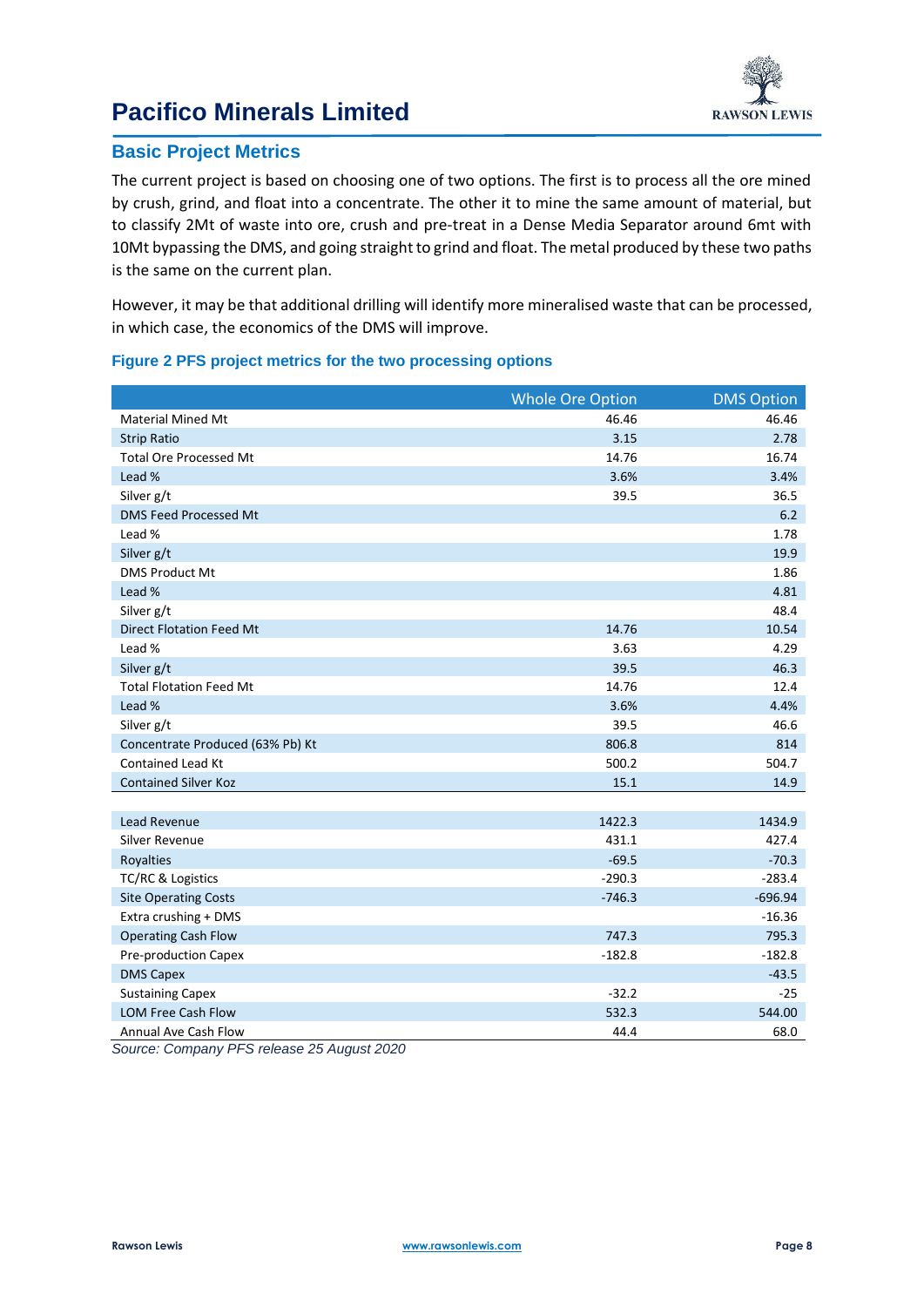# Pacifico Minerals Limited

## Basic Project Metrics

The current project is based on choosing one of two options. The first is to process all the ore mined by crush, grind, and float into a concentrate. The other it to mine the same amount of material, but to classify 2Mt of waste into ore, crush and pre-treat in a Dense Media Separator around 6mt with 10Mt bypassing the DMS, and going straight to grind and float. The metal produced by these two paths is the same on the current plan.

However, it may be that additional drilling will identify more mineralised waste that can be processed, in which case, the economics of the DMS will improve.

### Figure 2 PFS project metrics for the two processing options

| | Whole Ore Option | DMS Option |
|---|---|---|
| Material Mined Mt | 46.46 | 46.46 |
| Strip Ratio | 3.15 | 2.78 |
| Total Ore Processed Mt | 14.76 | 16.74 |
| Lead % | 3.6% | 3.4% |
| Silver g/t | 39.5 | 36.5 |
| DMS Feed Processed Mt | | 6.2 |
| Lead % | | 1.78 |
| Silver g/t | | 19.9 |
| DMS Product Mt | | 1.86 |
| Lead % | | 4.81 |
| Silver g/t | | 48.4 |
| Direct Flotation Feed Mt | 14.76 | 10.54 |
| Lead % | 3.63 | 4.29 |
| Silver g/t | 39.5 | 46.3 |
| Total Flotation Feed Mt | 14.76 | 12.4 |
| Lead % | 3.6% | 4.4% |
| Silver g/t | 39.5 | 46.6 |
| Concentrate Produced (63% Pb) Kt | 806.8 | 814 |
| Contained Lead Kt | 500.2 | 504.7 |
| Contained Silver Koz | 15.1 | 14.9 |
| | | |
| Lead Revenue | 1422.3 | 1434.9 |
| Silver Revenue | 431.1 | 427.4 |
| Royalties | -69.5 | -70.3 |
| TC/RC & Logistics | -290.3 | -283.4 |
| Site Operating Costs | -746.3 | -696.94 |
| Extra crushing + DMS | | -16.36 |
| Operating Cash Flow | 747.3 | 795.3 |
| Pre-production Capex | -182.8 | -182.8 |
| DMS Capex | | -43.5 |
| Sustaining Capex | -32.2 | -25 |
| LOM Free Cash Flow | 532.3 | 544.00 |
| Annual Ave Cash Flow | 44.4 | 68.0 |

*Source: Company PFS release 25 August 2020*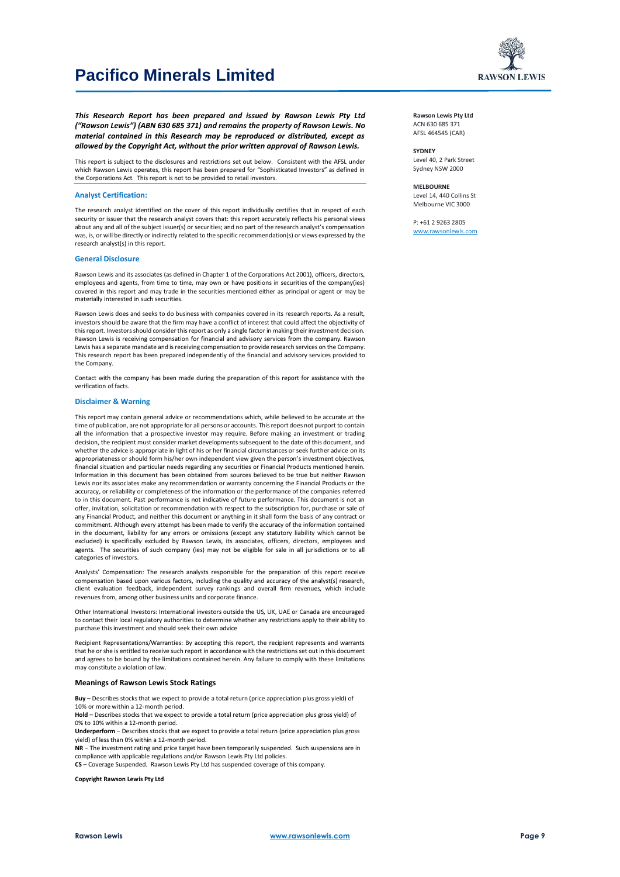# Pacifico Minerals Limited

***This Research Report has been prepared and issued by Rawson Lewis Pty Ltd ("Rawson Lewis") (ABN 630 685 371) and remains the property of Rawson Lewis. No material contained in this Research may be reproduced or distributed, except as allowed by the Copyright Act, without the prior written approval of Rawson Lewis.***

This report is subject to the disclosures and restrictions set out below. Consistent with the AFSL under which Rawson Lewis operates, this report has been prepared for "Sophisticated Investors" as defined in the Corporations Act. This report is not to be provided to retail investors.

## Analyst Certification:

The research analyst identified on the cover of this report individually certifies that in respect of each security or issuer that the research analyst covers that: this report accurately reflects his personal views about any and all of the subject issuer(s) or securities; and no part of the research analyst's compensation was, is, or will be directly or indirectly related to the specific recommendation(s) or views expressed by the research analyst(s) in this report.

## General Disclosure

Rawson Lewis and its associates (as defined in Chapter 1 of the Corporations Act 2001), officers, directors, employees and agents, from time to time, may own or have positions in securities of the company(ies) covered in this report and may trade in the securities mentioned either as principal or agent or may be materially interested in such securities.

Rawson Lewis does and seeks to do business with companies covered in its research reports. As a result, investors should be aware that the firm may have a conflict of interest that could affect the objectivity of this report. Investors should consider this report as only a single factor in making their investment decision. Rawson Lewis is receiving compensation for financial and advisory services from the company. Rawson Lewis has a separate mandate and is receiving compensation to provide research services on the Company. This research report has been prepared independently of the financial and advisory services provided to the Company.

Contact with the company has been made during the preparation of this report for assistance with the verification of facts.

## Disclaimer & Warning

This report may contain general advice or recommendations which, while believed to be accurate at the time of publication, are not appropriate for all persons or accounts. This report does not purport to contain all the information that a prospective investor may require. Before making an investment or trading decision, the recipient must consider market developments subsequent to the date of this document, and whether the advice is appropriate in light of his or her financial circumstances or seek further advice on its appropriateness or should form his/her own independent view given the person's investment objectives, financial situation and particular needs regarding any securities or Financial Products mentioned herein. Information in this document has been obtained from sources believed to be true but neither Rawson Lewis nor its associates make any recommendation or warranty concerning the Financial Products or the accuracy, or reliability or completeness of the information or the performance of the companies referred to in this document. Past performance is not indicative of future performance. This document is not an offer, invitation, solicitation or recommendation with respect to the subscription for, purchase or sale of any Financial Product, and neither this document or anything in it shall form the basis of any contract or commitment. Although every attempt has been made to verify the accuracy of the information contained in the document, liability for any errors or omissions (except any statutory liability which cannot be excluded) is specifically excluded by Rawson Lewis, its associates, officers, directors, employees and agents. The securities of such company (ies) may not be eligible for sale in all jurisdictions or to all categories of investors.

Analysts' Compensation: The research analysts responsible for the preparation of this report receive compensation based upon various factors, including the quality and accuracy of the analyst(s) research, client evaluation feedback, independent survey rankings and overall firm revenues, which include revenues from, among other business units and corporate finance.

Other International Investors: International investors outside the US, UK, UAE or Canada are encouraged to contact their local regulatory authorities to determine whether any restrictions apply to their ability to purchase this investment and should seek their own advice

Recipient Representations/Warranties: By accepting this report, the recipient represents and warrants that he or she is entitled to receive such report in accordance with the restrictions set out in this document and agrees to be bound by the limitations contained herein. Any failure to comply with these limitations may constitute a violation of law.

## Meanings of Rawson Lewis Stock Ratings

**Buy** – Describes stocks that we expect to provide a total return (price appreciation plus gross yield) of 10% or more within a 12-month period.
**Hold** – Describes stocks that we expect to provide a total return (price appreciation plus gross yield) of 0% to 10% within a 12-month period.
**Underperform** – Describes stocks that we expect to provide a total return (price appreciation plus gross yield) of less than 0% within a 12-month period.
**NR** – The investment rating and price target have been temporarily suspended. Such suspensions are in compliance with applicable regulations and/or Rawson Lewis Pty Ltd policies.
**CS** – Coverage Suspended. Rawson Lewis Pty Ltd has suspended coverage of this company.

**Copyright Rawson Lewis Pty Ltd**

**Rawson Lewis Pty Ltd**
ACN 630 685 371
AFSL 464545 (CAR)

**SYDNEY**
Level 40, 2 Park Street
Sydney NSW 2000

**MELBOURNE**
Level 14, 440 Collins St
Melbourne VIC 3000

P: +61 2 9263 2805
www.rawsonlewis.com